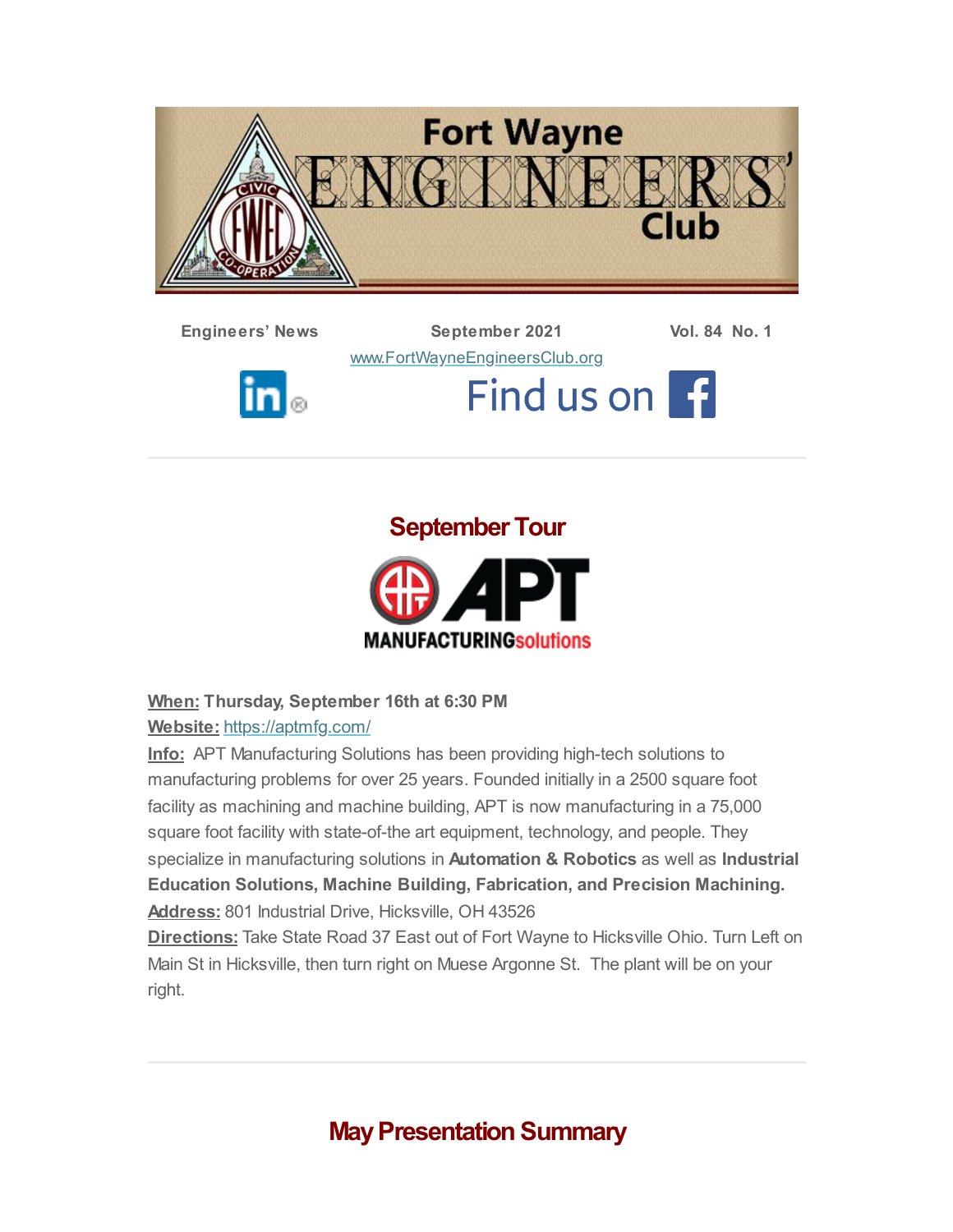# Fort Wayne ENGINEERS' Club

**Engineers' News** | **September 2021** | **Vol. 84 No. 1**

www.FortWayneEngineersClub.org

Find us on

## September Tour

APT MANUFACTURINGsolutions

**When:** **Thursday, September 16th at 6:30 PM**
**Website:** https://aptmfg.com/
**Info:** APT Manufacturing Solutions has been providing high-tech solutions to manufacturing problems for over 25 years. Founded initially in a 2500 square foot facility as machining and machine building, APT is now manufacturing in a 75,000 square foot facility with state-of-the art equipment, technology, and people. They specialize in manufacturing solutions in **Automation & Robotics** as well as **Industrial Education Solutions, Machine Building, Fabrication, and Precision Machining.**
**Address:** 801 Industrial Drive, Hicksville, OH 43526
**Directions:** Take State Road 37 East out of Fort Wayne to Hicksville Ohio. Turn Left on Main St in Hicksville, then turn right on Muese Argonne St. The plant will be on your right.

## May Presentation Summary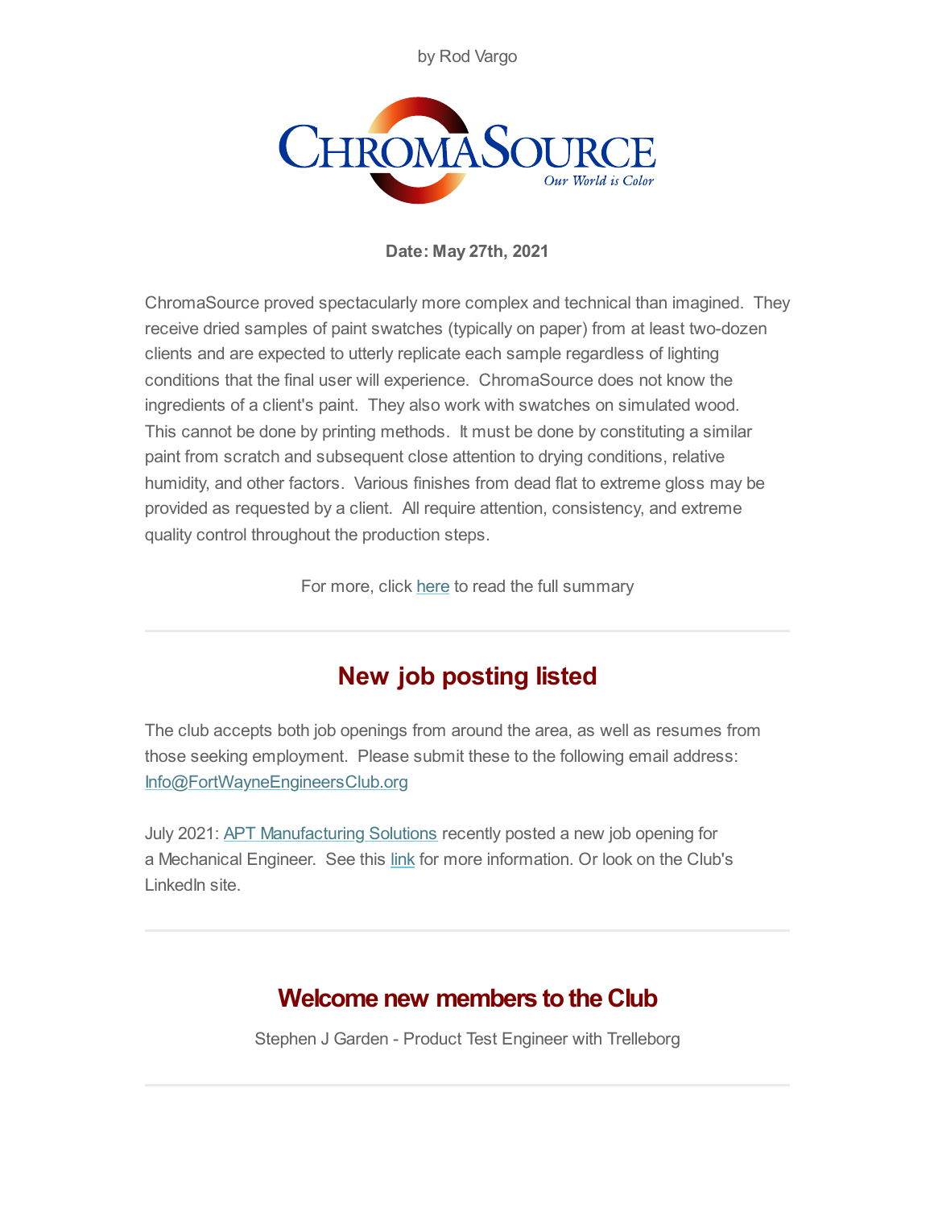by Rod Vargo

CHROMASOURCE
*Our World is Color*

**Date: May 27th, 2021**

ChromaSource proved spectacularly more complex and technical than imagined. They receive dried samples of paint swatches (typically on paper) from at least two-dozen clients and are expected to utterly replicate each sample regardless of lighting conditions that the final user will experience. ChromaSource does not know the ingredients of a client's paint. They also work with swatches on simulated wood. This cannot be done by printing methods. It must be done by constituting a similar paint from scratch and subsequent close attention to drying conditions, relative humidity, and other factors. Various finishes from dead flat to extreme gloss may be provided as requested by a client. All require attention, consistency, and extreme quality control throughout the production steps.

For more, click here to read the full summary

---

## New job posting listed

The club accepts both job openings from around the area, as well as resumes from those seeking employment. Please submit these to the following email address: Info@FortWayneEngineersClub.org

July 2021: APT Manufacturing Solutions recently posted a new job opening for a Mechanical Engineer. See this link for more information. Or look on the Club's LinkedIn site.

---

## Welcome new members to the Club

Stephen J Garden - Product Test Engineer with Trelleborg

---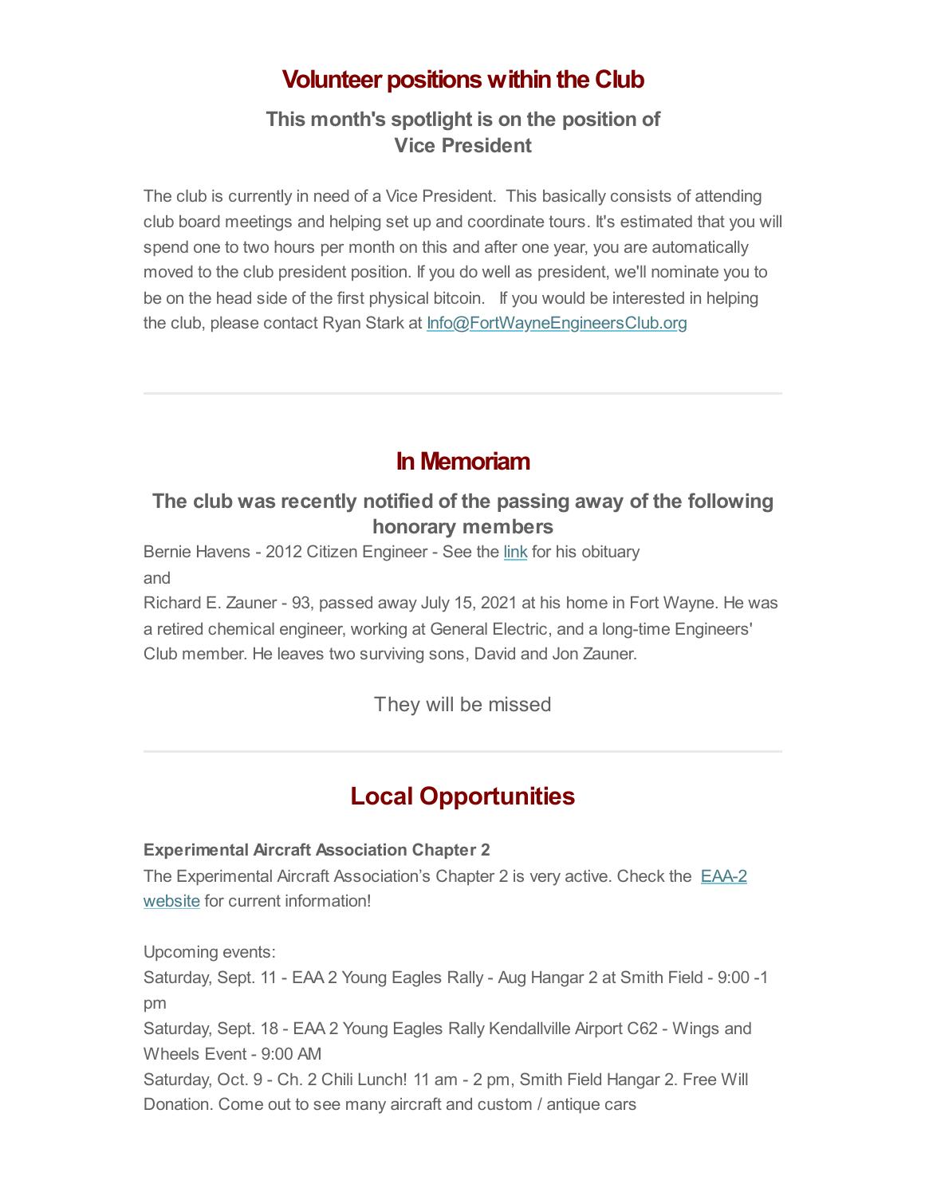## Volunteer positions within the Club

### This month's spotlight is on the position of Vice President

The club is currently in need of a Vice President. This basically consists of attending club board meetings and helping set up and coordinate tours. It's estimated that you will spend one to two hours per month on this and after one year, you are automatically moved to the club president position. If you do well as president, we'll nominate you to be on the head side of the first physical bitcoin. If you would be interested in helping the club, please contact Ryan Stark at Info@FortWayneEngineersClub.org

---

## In Memoriam

### The club was recently notified of the passing away of the following honorary members

Bernie Havens - 2012 Citizen Engineer - See the link for his obituary
and
Richard E. Zauner - 93, passed away July 15, 2021 at his home in Fort Wayne. He was a retired chemical engineer, working at General Electric, and a long-time Engineers' Club member. He leaves two surviving sons, David and Jon Zauner.

They will be missed

---

## Local Opportunities

**Experimental Aircraft Association Chapter 2**
The Experimental Aircraft Association's Chapter 2 is very active. Check the EAA-2 website for current information!

Upcoming events:
Saturday, Sept. 11 - EAA 2 Young Eagles Rally - Aug Hangar 2 at Smith Field - 9:00 -1 pm
Saturday, Sept. 18 - EAA 2 Young Eagles Rally Kendallville Airport C62 - Wings and Wheels Event - 9:00 AM
Saturday, Oct. 9 - Ch. 2 Chili Lunch! 11 am - 2 pm, Smith Field Hangar 2. Free Will Donation. Come out to see many aircraft and custom / antique cars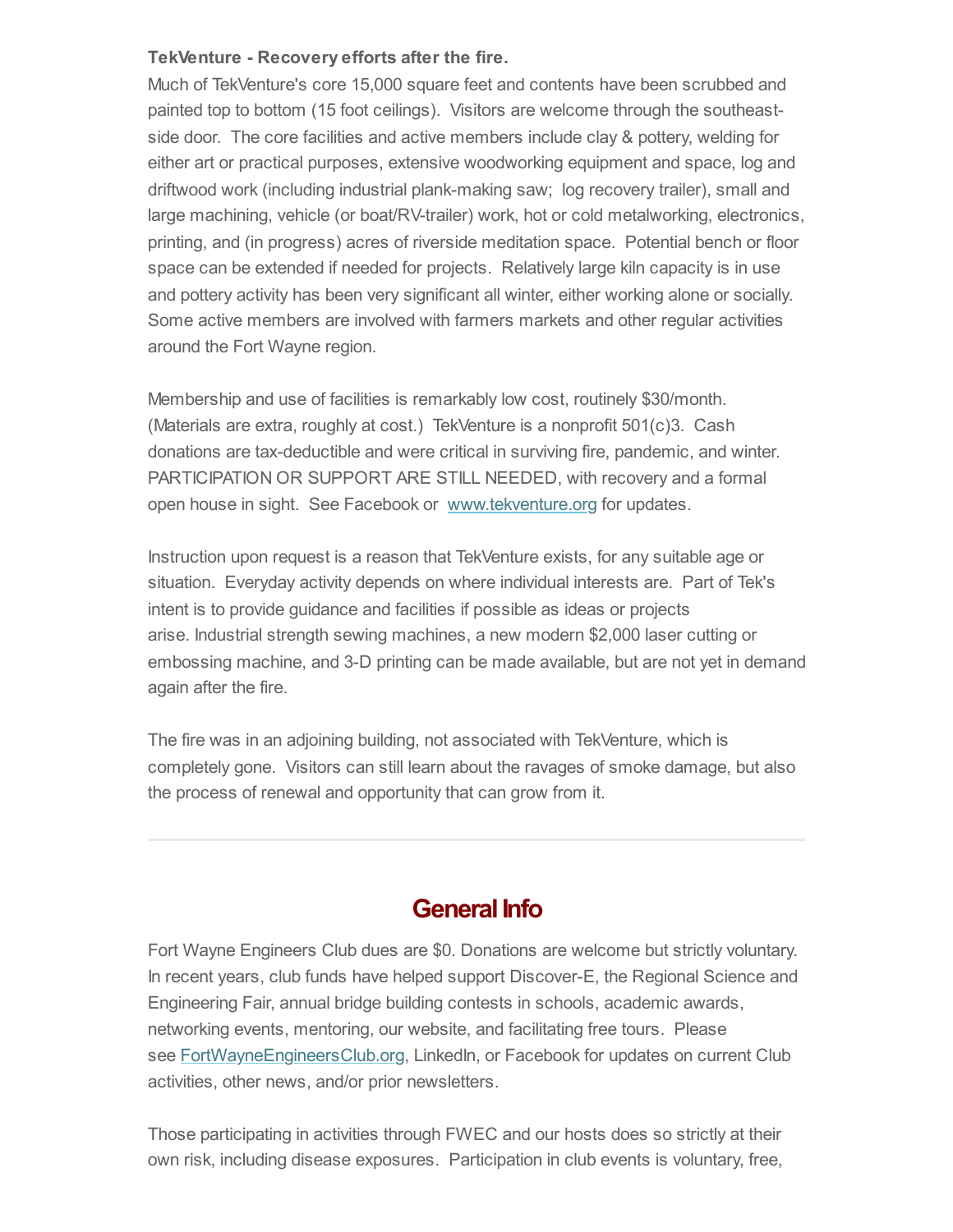**TekVenture - Recovery efforts after the fire.**

Much of TekVenture's core 15,000 square feet and contents have been scrubbed and painted top to bottom (15 foot ceilings). Visitors are welcome through the southeast-side door. The core facilities and active members include clay & pottery, welding for either art or practical purposes, extensive woodworking equipment and space, log and driftwood work (including industrial plank-making saw; log recovery trailer), small and large machining, vehicle (or boat/RV-trailer) work, hot or cold metalworking, electronics, printing, and (in progress) acres of riverside meditation space. Potential bench or floor space can be extended if needed for projects. Relatively large kiln capacity is in use and pottery activity has been very significant all winter, either working alone or socially. Some active members are involved with farmers markets and other regular activities around the Fort Wayne region.

Membership and use of facilities is remarkably low cost, routinely $30/month. (Materials are extra, roughly at cost.) TekVenture is a nonprofit 501(c)3. Cash donations are tax-deductible and were critical in surviving fire, pandemic, and winter. PARTICIPATION OR SUPPORT ARE STILL NEEDED, with recovery and a formal open house in sight. See Facebook or [www.tekventure.org](http://www.tekventure.org) for updates.

Instruction upon request is a reason that TekVenture exists, for any suitable age or situation. Everyday activity depends on where individual interests are. Part of Tek's intent is to provide guidance and facilities if possible as ideas or projects arise. Industrial strength sewing machines, a new modern $2,000 laser cutting or embossing machine, and 3-D printing can be made available, but are not yet in demand again after the fire.

The fire was in an adjoining building, not associated with TekVenture, which is completely gone. Visitors can still learn about the ravages of smoke damage, but also the process of renewal and opportunity that can grow from it.

---

## General Info

Fort Wayne Engineers Club dues are $0. Donations are welcome but strictly voluntary. In recent years, club funds have helped support Discover-E, the Regional Science and Engineering Fair, annual bridge building contests in schools, academic awards, networking events, mentoring, our website, and facilitating free tours. Please see [FortWayneEngineersClub.org](http://FortWayneEngineersClub.org), LinkedIn, or Facebook for updates on current Club activities, other news, and/or prior newsletters.

Those participating in activities through FWEC and our hosts does so strictly at their own risk, including disease exposures. Participation in club events is voluntary, free,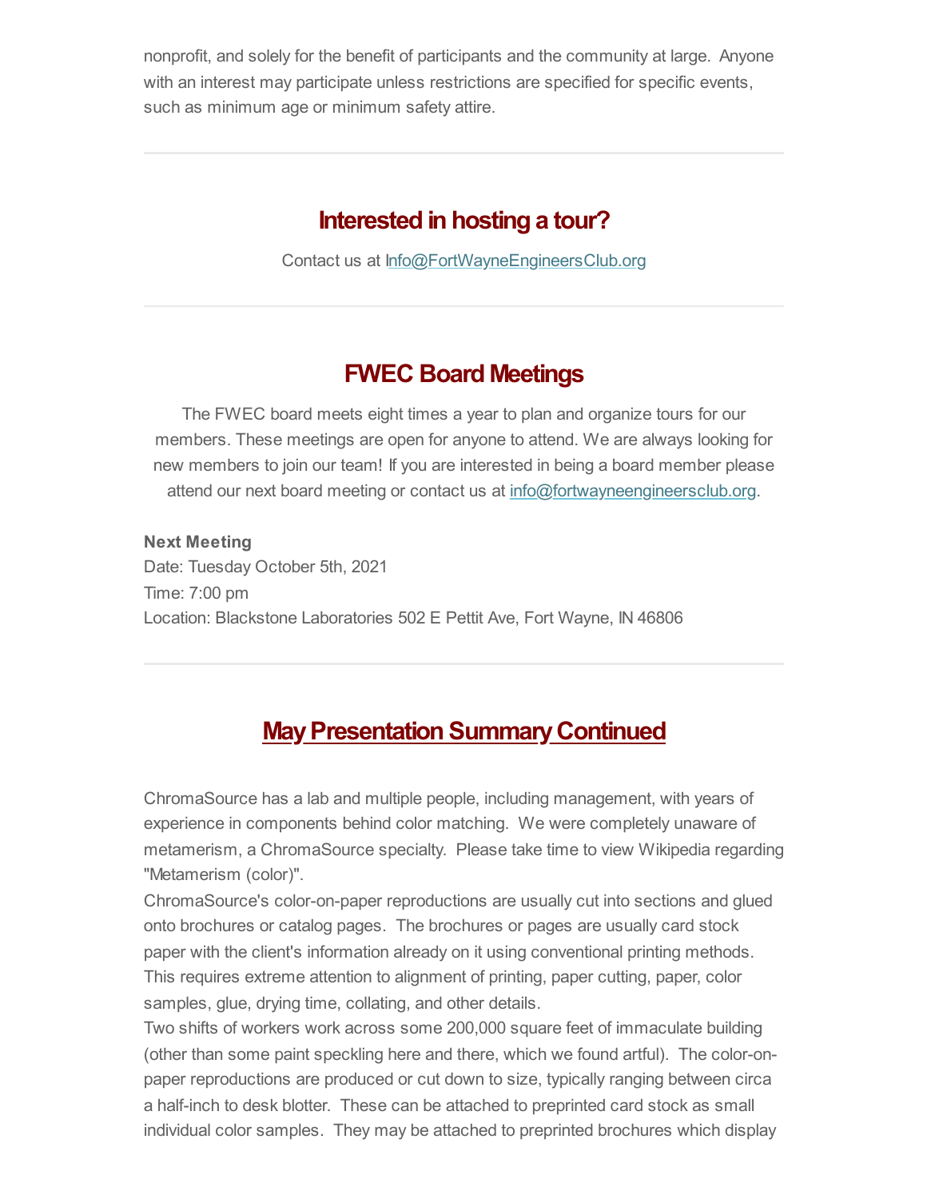nonprofit, and solely for the benefit of participants and the community at large. Anyone with an interest may participate unless restrictions are specified for specific events, such as minimum age or minimum safety attire.

---

## Interested in hosting a tour?

Contact us at Info@FortWayneEngineersClub.org

---

## FWEC Board Meetings

The FWEC board meets eight times a year to plan and organize tours for our members. These meetings are open for anyone to attend. We are always looking for new members to join our team! If you are interested in being a board member please attend our next board meeting or contact us at info@fortwayneengineersclub.org.

**Next Meeting**
Date: Tuesday October 5th, 2021
Time: 7:00 pm
Location: Blackstone Laboratories 502 E Pettit Ave, Fort Wayne, IN 46806

---

## May Presentation Summary Continued

ChromaSource has a lab and multiple people, including management, with years of experience in components behind color matching. We were completely unaware of metamerism, a ChromaSource specialty. Please take time to view Wikipedia regarding "Metamerism (color)".
ChromaSource's color-on-paper reproductions are usually cut into sections and glued onto brochures or catalog pages. The brochures or pages are usually card stock paper with the client's information already on it using conventional printing methods. This requires extreme attention to alignment of printing, paper cutting, paper, color samples, glue, drying time, collating, and other details.
Two shifts of workers work across some 200,000 square feet of immaculate building (other than some paint speckling here and there, which we found artful). The color-on-paper reproductions are produced or cut down to size, typically ranging between circa a half-inch to desk blotter. These can be attached to preprinted card stock as small individual color samples. They may be attached to preprinted brochures which display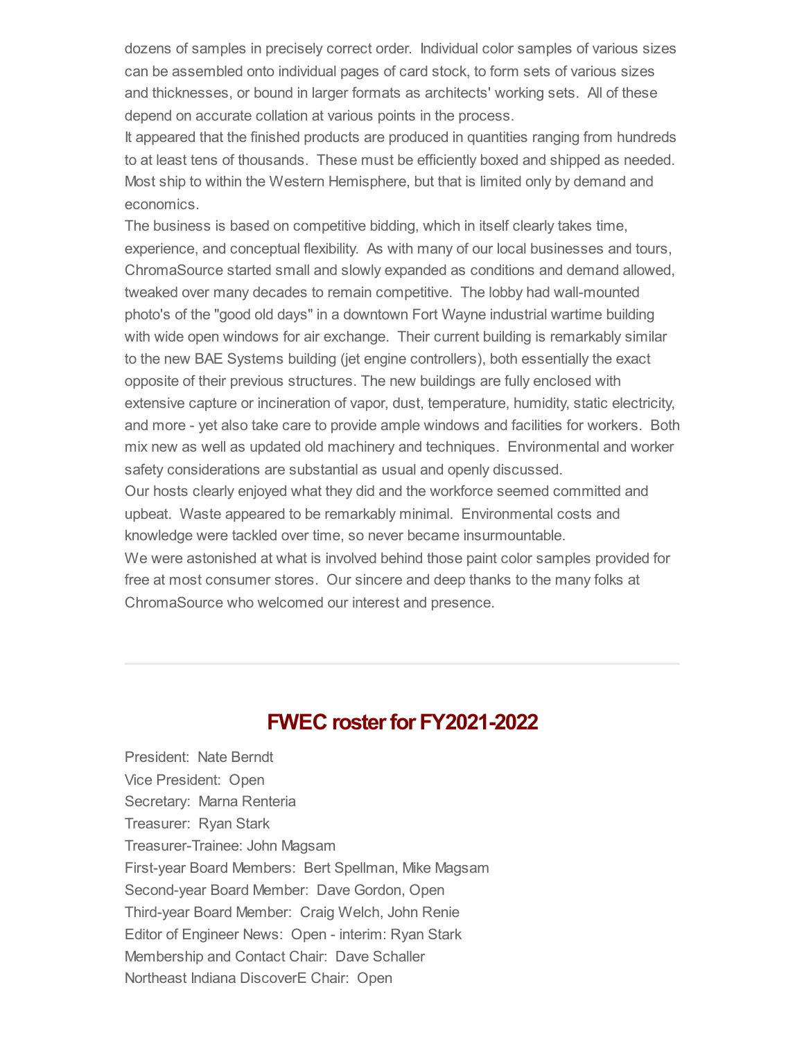dozens of samples in precisely correct order. Individual color samples of various sizes can be assembled onto individual pages of card stock, to form sets of various sizes and thicknesses, or bound in larger formats as architects' working sets. All of these depend on accurate collation at various points in the process.

It appeared that the finished products are produced in quantities ranging from hundreds to at least tens of thousands. These must be efficiently boxed and shipped as needed. Most ship to within the Western Hemisphere, but that is limited only by demand and economics.

The business is based on competitive bidding, which in itself clearly takes time, experience, and conceptual flexibility. As with many of our local businesses and tours, ChromaSource started small and slowly expanded as conditions and demand allowed, tweaked over many decades to remain competitive. The lobby had wall-mounted photo's of the "good old days" in a downtown Fort Wayne industrial wartime building with wide open windows for air exchange. Their current building is remarkably similar to the new BAE Systems building (jet engine controllers), both essentially the exact opposite of their previous structures. The new buildings are fully enclosed with extensive capture or incineration of vapor, dust, temperature, humidity, static electricity, and more - yet also take care to provide ample windows and facilities for workers. Both mix new as well as updated old machinery and techniques. Environmental and worker safety considerations are substantial as usual and openly discussed.

Our hosts clearly enjoyed what they did and the workforce seemed committed and upbeat. Waste appeared to be remarkably minimal. Environmental costs and knowledge were tackled over time, so never became insurmountable.

We were astonished at what is involved behind those paint color samples provided for free at most consumer stores. Our sincere and deep thanks to the many folks at ChromaSource who welcomed our interest and presence.

---

## FWEC roster for FY2021-2022

President: Nate Berndt
Vice President: Open
Secretary: Marna Renteria
Treasurer: Ryan Stark
Treasurer-Trainee: John Magsam
First-year Board Members: Bert Spellman, Mike Magsam
Second-year Board Member: Dave Gordon, Open
Third-year Board Member: Craig Welch, John Renie
Editor of Engineer News: Open - interim: Ryan Stark
Membership and Contact Chair: Dave Schaller
Northeast Indiana DiscoverE Chair: Open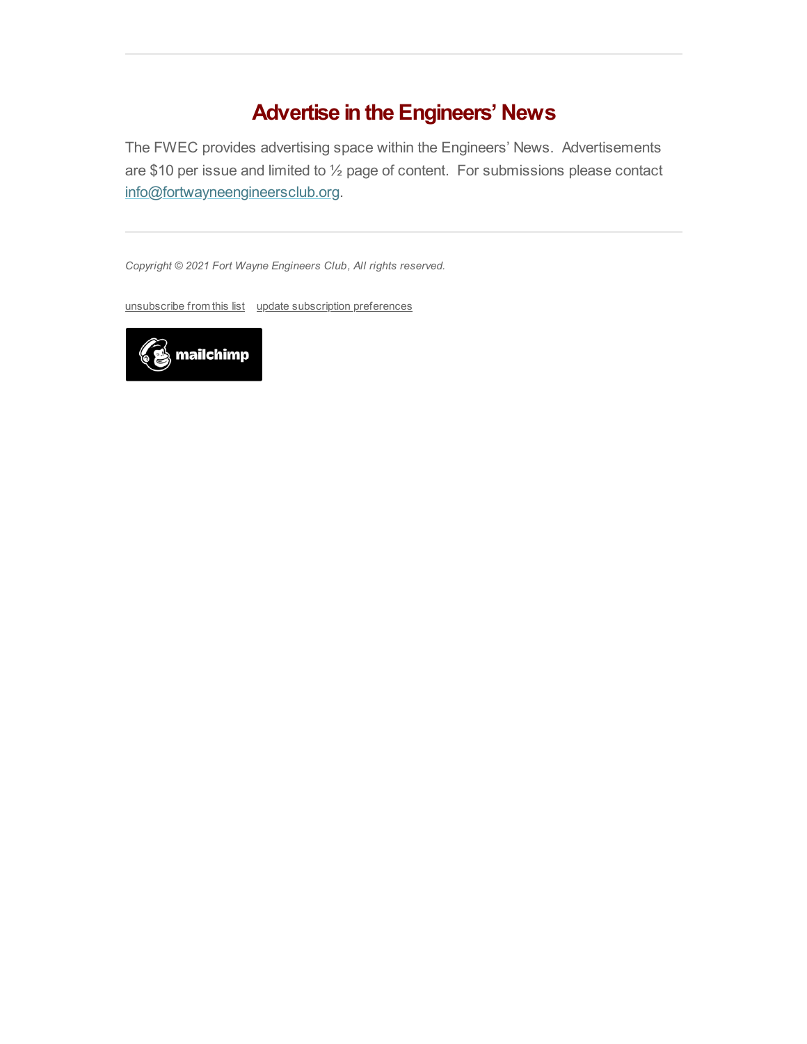## Advertise in the Engineers' News

The FWEC provides advertising space within the Engineers' News. Advertisements are $10 per issue and limited to ½ page of content. For submissions please contact info@fortwayneengineersclub.org.

---

*Copyright © 2021 Fort Wayne Engineers Club, All rights reserved.*

unsubscribe from this list    update subscription preferences